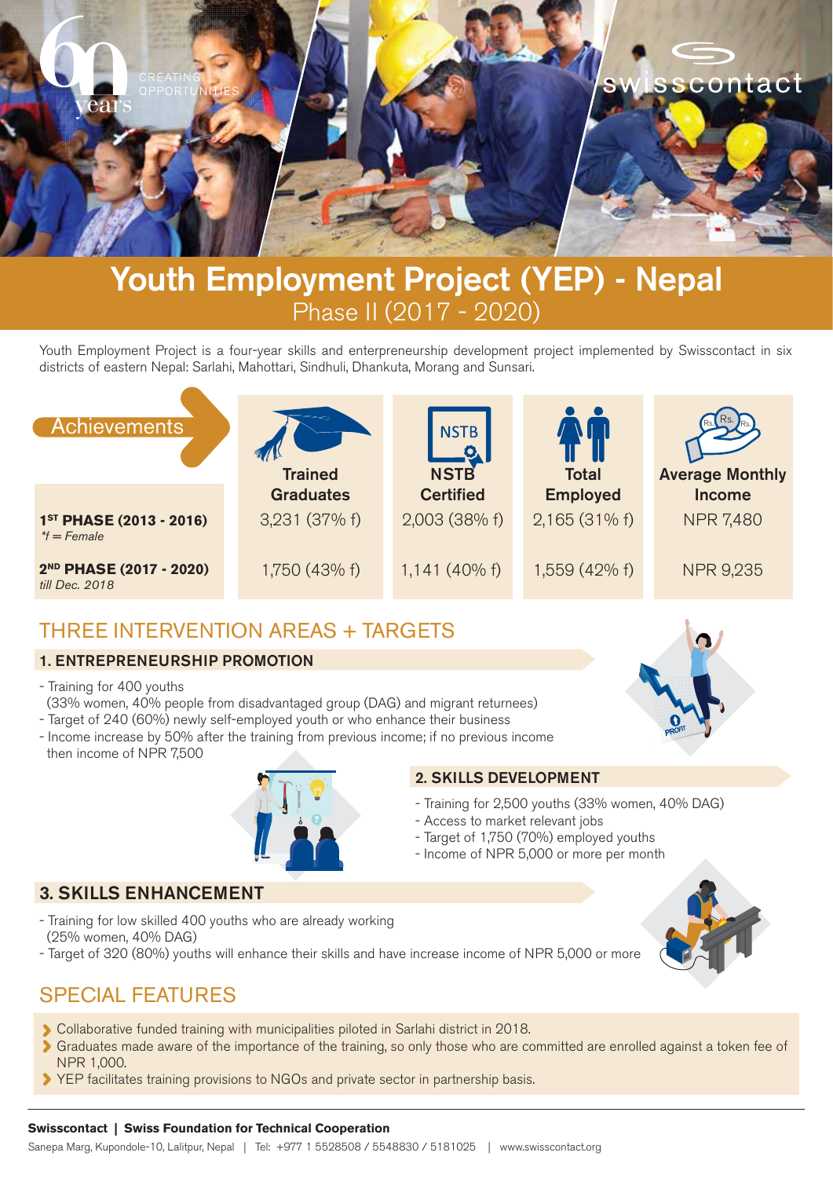# Youth Employment Project (YEP) - Nepal

## Phase II (2017 - 2020)

Youth Employment Project is a four-year skills and enterprenuership development project implemented by Swisscontact in six districts of eastern Nepal: Sarlahi, Mahottari, Sindhuli, Dhankuta, Morang and Sunsari.

## Achievements

| | Trained Graduates | NSTB Certified | Total Employed | Average Monthly Income |
|---|---|---|---|---|
| **1ST PHASE (2013 - 2016)** *\*f = Female* | 3,231 (37% f) | 2,003 (38% f) | 2,165 (31% f) | NPR 7,480 |
| **2ND PHASE (2017 - 2020)** *till Dec. 2018* | 1,750 (43% f) | 1,141 (40% f) | 1,559 (42% f) | NPR 9,235 |

## THREE INTERVENTION AREAS + TARGETS

### 1. ENTREPRENEURSHIP PROMOTION

- Training for 400 youths (33% women, 40% people from disadvantaged group (DAG) and migrant returnees)
- Target of 240 (60%) newly self-employed youth or who enhance their business
- Income increase by 50% after the training from previous income; if no previous income then income of NPR 7,500

### 2. SKILLS DEVELOPMENT

- Training for 2,500 youths (33% women, 40% DAG)
- Access to market relevant jobs
- Target of 1,750 (70%) employed youths
- Income of NPR 5,000 or more per month

### 3. SKILLS ENHANCEMENT

- Training for low skilled 400 youths who are already working (25% women, 40% DAG)
- Target of 320 (80%) youths will enhance their skills and have increase income of NPR 5,000 or more

## SPECIAL FEATURES

- Collaborative funded training with municipalities piloted in Sarlahi district in 2018.
- Graduates made aware of the importance of the training, so only those who are committed are enrolled against a token fee of NPR 1,000.
- YEP facilitates training provisions to NGOs and private sector in partnership basis.

**Swisscontact | Swiss Foundation for Technical Cooperation**

Sanepa Marg, Kupondole-10, Lalitpur, Nepal | Tel: +977 1 5528508 / 5548830 / 5181025 | www.swisscontact.org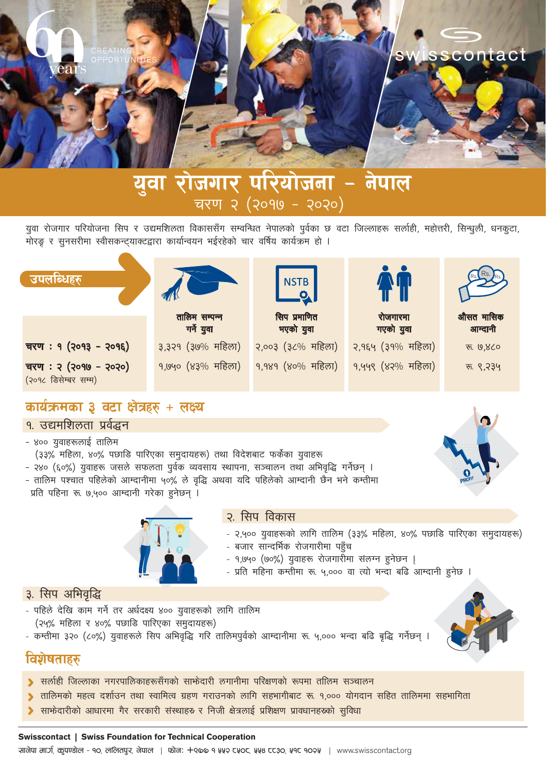60 years CREATING OPPORTUNITIES

swisscontact

# युवा रोजगार परियोजना – नेपाल

## चरण २ (२०१७ - २०२०)

युवा रोजगार परियोजना सिप र उद्यमशिलता विकाससँग सम्बन्धित नेपालको पुर्वका छ वटा जिल्लाहरू सर्लाही, महोत्तरी, सिन्धुली, धनकुटा, मोरङ्ग र सुनसरीमा स्वीसकन्ट्याक्टद्वारा कार्यान्वयन भईरहेको चार वर्षिय कार्यक्रम हो ।

| उपलब्धिहरु | तालिम सम्पन्न गर्ने युवा | सिप प्रमाणित भएको युवा | रोजगारमा गएको युवा | औसत मासिक आम्दानी |
| --- | --- | --- | --- | --- |
| **चरण : १ (२०१३ - २०१६)** | ३,३२१ (३७% महिला) | २,००३ (३८% महिला) | २,१६५ (३१% महिला) | रू. ७,४८० |
| **चरण : २ (२०१७ - २०२०)** (२०१८ डिसेम्बर सम्म) | १,७५० (४३% महिला) | १,१४१ (४०% महिला) | १,५५९ (४२% महिला) | रू. ९,२३५ |

## कार्यक्रमका ३ वटा क्षेत्रहरु + लक्ष्य

### १. उद्यमशिलता प्रर्वद्धन

- ४०० युवाहरूलाई तालिम
  (३३% महिला, ४०% पछाडि पारिएका समुदायहरू) तथा विदेशबाट फर्केका युवाहरू
- २४० (६०%) युवाहरू जसले सफलता पुर्वक व्यवसाय स्थापना, सञ्चालन तथा अभिवृद्धि गर्नेछन् ।
- तालिम पश्चात पहिलेको आम्दानीमा ५०% ले वृद्धि अथवा यदि पहिलेको आम्दानी छैन भने कम्तीमा प्रति पहिना रू. ७,५०० आम्दानी गरेका हुनेछन् ।

### २. सिप विकास

- २,५०० युवाहरूको लागि तालिम (३३% महिला, ४०% पछाडि पारिएका समुदायहरू)
- बजार सान्दर्भिक रोजगारीमा पहुँच
- १,७५० (७०%) युवाहरू रोजगारीमा संलग्न हुनेछन ।
- प्रति महिना कम्तीमा रू. ५,००० वा त्यो भन्दा बढि आम्दानी हुनेछ ।

### ३. सिप अभिवृद्धि

- पहिले देखि काम गर्ने तर अर्धदक्ष्य ४०० युवाहरूको लागि तालिम
  (२५% महिला र ४०% पछाडि पारिएका समुदायहरू)
- कम्तीमा ३२० (८०%) युवाहरूले सिप अभिवृद्धि गरि तालिमपुर्वको आम्दानीमा रू. ५,००० भन्दा बढि बृद्धि गर्नेछन् ।

## विशेषताहरु

- सर्लाही जिल्लाका नगरपालिकाहरूसँगको साझेदारी लगानीमा परिक्षणको रूपमा तालिम सञ्चालन
- तालिमको महत्व दर्शाउन तथा स्वामित्व ग्रहण गराउनको लागि सहभागीबाट रू. १,००० योगदान सहित तालिममा सहभागिता
- साझेदारीको आधारमा गैर सरकारी संस्थाहरु र निजी क्षेत्रलाई प्रशिक्षण प्रावधानहरूको सुविधा

**Swisscontact | Swiss Foundation for Technical Cooperation**

सानेपा मार्ग, कुपण्डोल - १०, ललितपुर, नेपाल | फोन: +९७७ १ ५५२ ८५०८, ५५४ ८८३०, ५१८ १०२५ | www.swisscontact.org